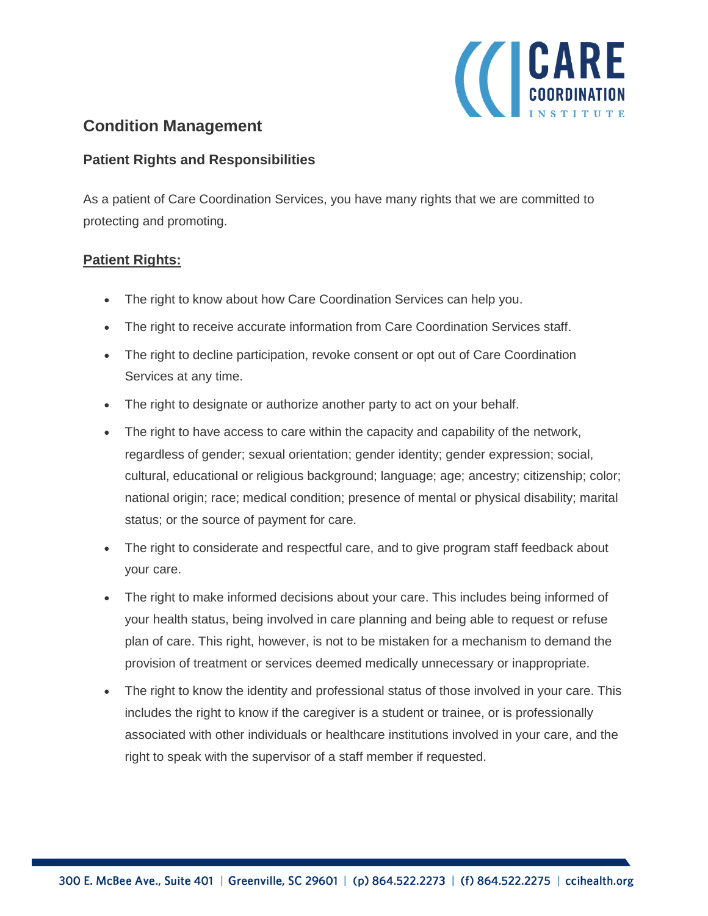# Condition Management

## Patient Rights and Responsibilities

As a patient of Care Coordination Services, you have many rights that we are committed to protecting and promoting.

**Patient Rights:**

- The right to know about how Care Coordination Services can help you.
- The right to receive accurate information from Care Coordination Services staff.
- The right to decline participation, revoke consent or opt out of Care Coordination Services at any time.
- The right to designate or authorize another party to act on your behalf.
- The right to have access to care within the capacity and capability of the network, regardless of gender; sexual orientation; gender identity; gender expression; social, cultural, educational or religious background; language; age; ancestry; citizenship; color; national origin; race; medical condition; presence of mental or physical disability; marital status; or the source of payment for care.
- The right to considerate and respectful care, and to give program staff feedback about your care.
- The right to make informed decisions about your care. This includes being informed of your health status, being involved in care planning and being able to request or refuse plan of care. This right, however, is not to be mistaken for a mechanism to demand the provision of treatment or services deemed medically unnecessary or inappropriate.
- The right to know the identity and professional status of those involved in your care. This includes the right to know if the caregiver is a student or trainee, or is professionally associated with other individuals or healthcare institutions involved in your care, and the right to speak with the supervisor of a staff member if requested.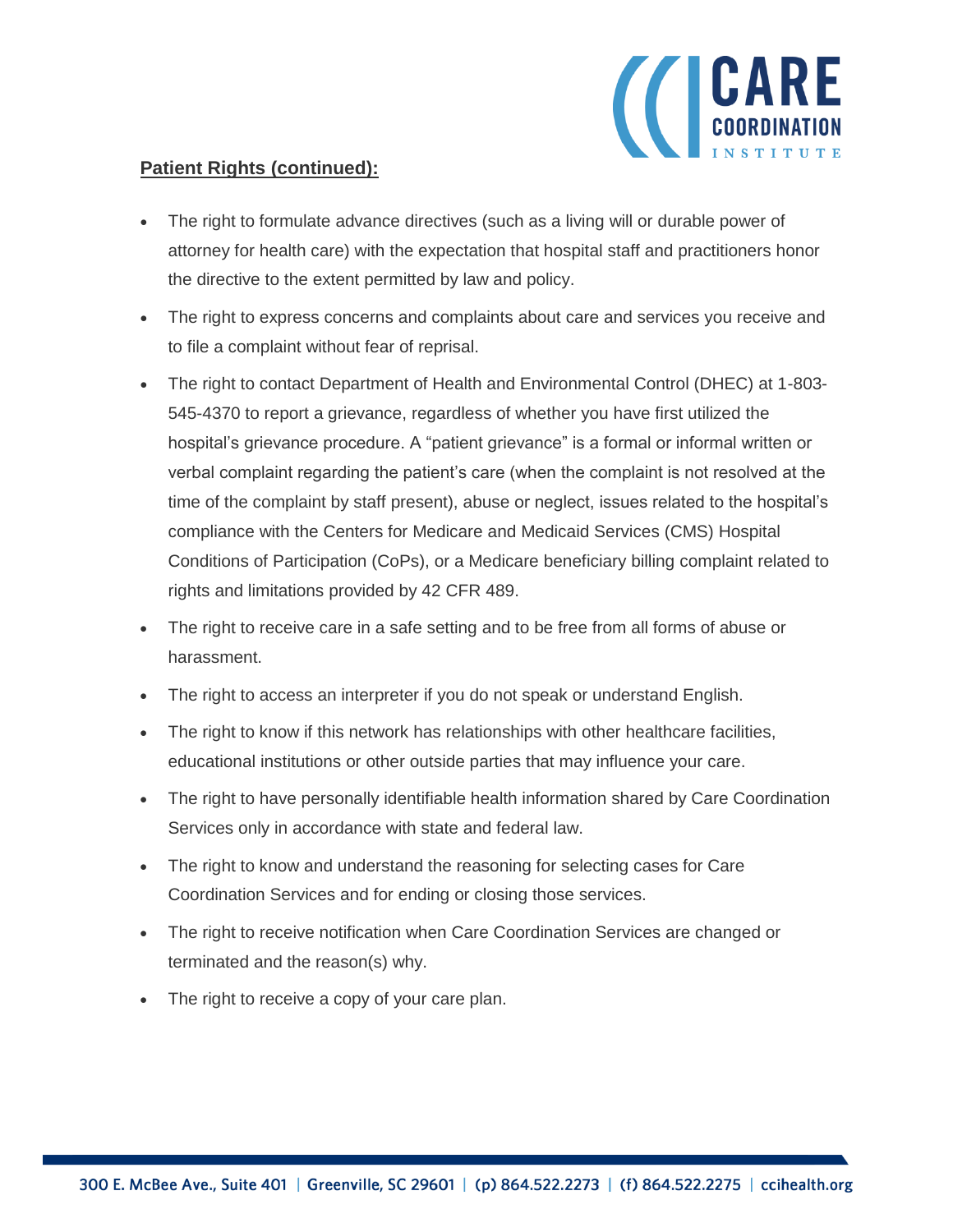**Patient Rights (continued):**

- The right to formulate advance directives (such as a living will or durable power of attorney for health care) with the expectation that hospital staff and practitioners honor the directive to the extent permitted by law and policy.
- The right to express concerns and complaints about care and services you receive and to file a complaint without fear of reprisal.
- The right to contact Department of Health and Environmental Control (DHEC) at 1-803-545-4370 to report a grievance, regardless of whether you have first utilized the hospital's grievance procedure. A "patient grievance" is a formal or informal written or verbal complaint regarding the patient's care (when the complaint is not resolved at the time of the complaint by staff present), abuse or neglect, issues related to the hospital's compliance with the Centers for Medicare and Medicaid Services (CMS) Hospital Conditions of Participation (CoPs), or a Medicare beneficiary billing complaint related to rights and limitations provided by 42 CFR 489.
- The right to receive care in a safe setting and to be free from all forms of abuse or harassment.
- The right to access an interpreter if you do not speak or understand English.
- The right to know if this network has relationships with other healthcare facilities, educational institutions or other outside parties that may influence your care.
- The right to have personally identifiable health information shared by Care Coordination Services only in accordance with state and federal law.
- The right to know and understand the reasoning for selecting cases for Care Coordination Services and for ending or closing those services.
- The right to receive notification when Care Coordination Services are changed or terminated and the reason(s) why.
- The right to receive a copy of your care plan.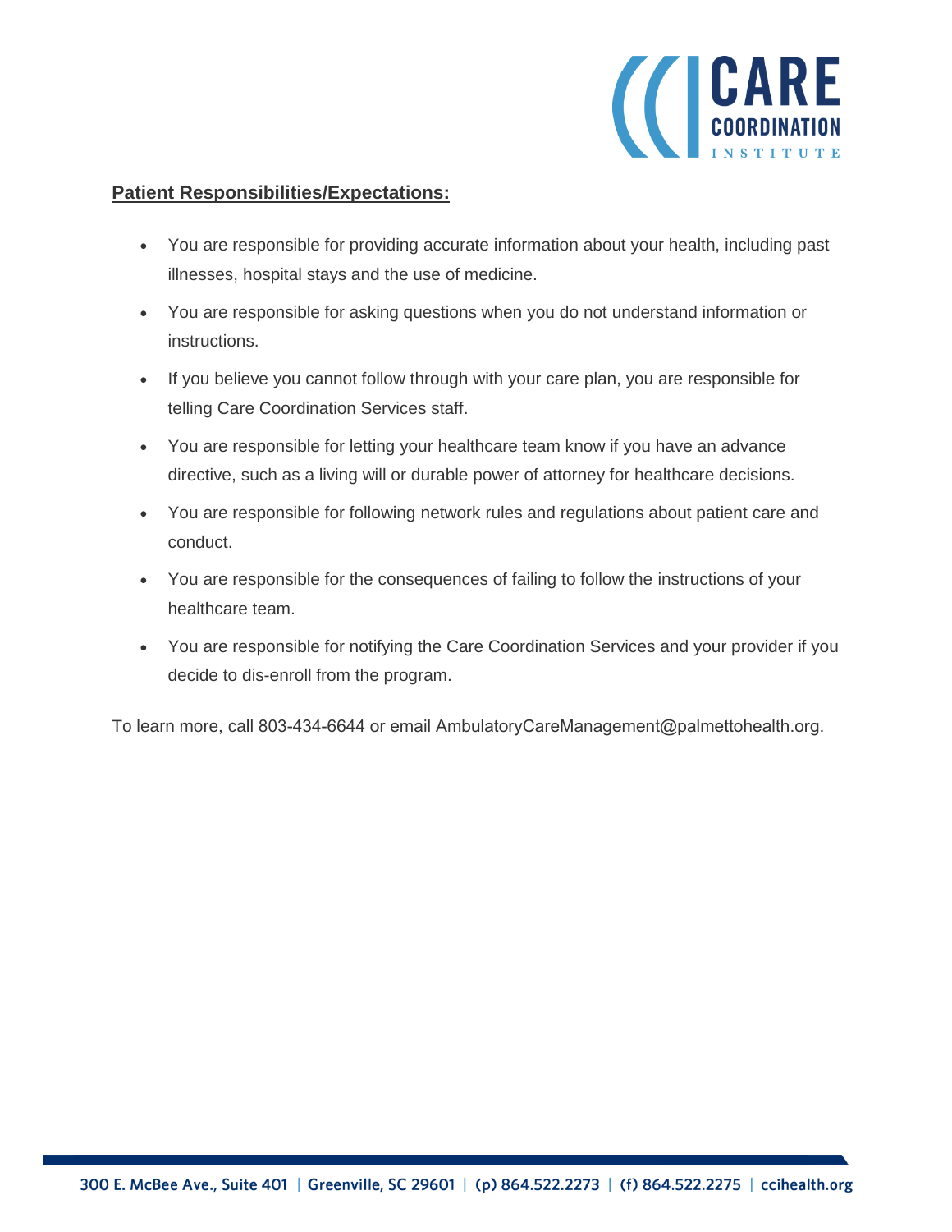**Patient Responsibilities/Expectations:**

- You are responsible for providing accurate information about your health, including past illnesses, hospital stays and the use of medicine.
- You are responsible for asking questions when you do not understand information or instructions.
- If you believe you cannot follow through with your care plan, you are responsible for telling Care Coordination Services staff.
- You are responsible for letting your healthcare team know if you have an advance directive, such as a living will or durable power of attorney for healthcare decisions.
- You are responsible for following network rules and regulations about patient care and conduct.
- You are responsible for the consequences of failing to follow the instructions of your healthcare team.
- You are responsible for notifying the Care Coordination Services and your provider if you decide to dis-enroll from the program.

To learn more, call 803-434-6644 or email AmbulatoryCareManagement@palmettohealth.org.